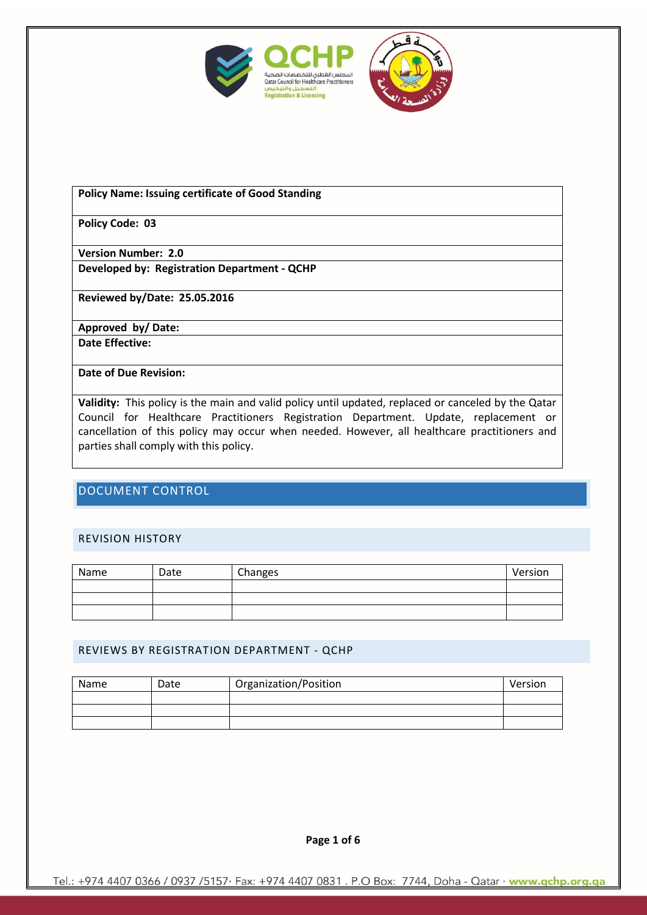| Policy Name: Issuing certificate of Good Standing |
|---|
| **Policy Code: 03** |
| **Version Number: 2.0** |
| **Developed by: Registration Department - QCHP** |
| **Reviewed by/Date: 25.05.2016** |
| **Approved by/ Date:** |
| **Date Effective:** |
| **Date of Due Revision:** |
| **Validity:** This policy is the main and valid policy until updated, replaced or canceled by the Qatar Council for Healthcare Practitioners Registration Department. Update, replacement or cancellation of this policy may occur when needed. However, all healthcare practitioners and parties shall comply with this policy. |

# DOCUMENT CONTROL

## REVISION HISTORY

| Name | Date | Changes | Version |
|---|---|---|---|
| | | | |
| | | | |
| | | | |

## REVIEWS BY REGISTRATION DEPARTMENT - QCHP

| Name | Date | Organization/Position | Version |
|---|---|---|---|
| | | | |
| | | | |
| | | | |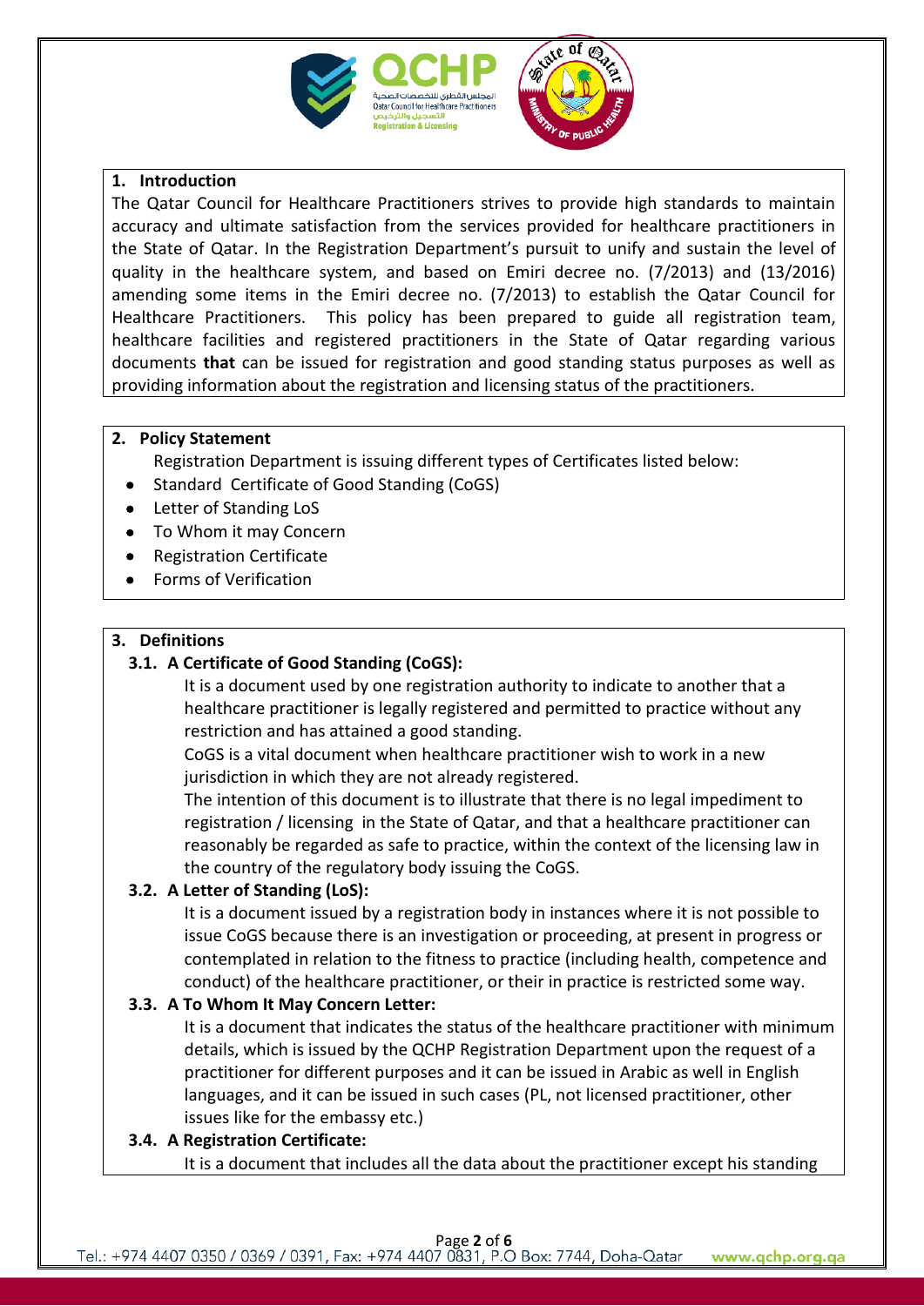## 1. Introduction

The Qatar Council for Healthcare Practitioners strives to provide high standards to maintain accuracy and ultimate satisfaction from the services provided for healthcare practitioners in the State of Qatar. In the Registration Department's pursuit to unify and sustain the level of quality in the healthcare system, and based on Emiri decree no. (7/2013) and (13/2016) amending some items in the Emiri decree no. (7/2013) to establish the Qatar Council for Healthcare Practitioners. This policy has been prepared to guide all registration team, healthcare facilities and registered practitioners in the State of Qatar regarding various documents **that** can be issued for registration and good standing status purposes as well as providing information about the registration and licensing status of the practitioners.

## 2. Policy Statement

Registration Department is issuing different types of Certificates listed below:

- Standard Certificate of Good Standing (CoGS)
- Letter of Standing LoS
- To Whom it may Concern
- Registration Certificate
- Forms of Verification

## 3. Definitions

### 3.1. A Certificate of Good Standing (CoGS):

It is a document used by one registration authority to indicate to another that a healthcare practitioner is legally registered and permitted to practice without any restriction and has attained a good standing.

CoGS is a vital document when healthcare practitioner wish to work in a new jurisdiction in which they are not already registered.

The intention of this document is to illustrate that there is no legal impediment to registration / licensing in the State of Qatar, and that a healthcare practitioner can reasonably be regarded as safe to practice, within the context of the licensing law in the country of the regulatory body issuing the CoGS.

### 3.2. A Letter of Standing (LoS):

It is a document issued by a registration body in instances where it is not possible to issue CoGS because there is an investigation or proceeding, at present in progress or contemplated in relation to the fitness to practice (including health, competence and conduct) of the healthcare practitioner, or their in practice is restricted some way.

### 3.3. A To Whom It May Concern Letter:

It is a document that indicates the status of the healthcare practitioner with minimum details, which is issued by the QCHP Registration Department upon the request of a practitioner for different purposes and it can be issued in Arabic as well in English languages, and it can be issued in such cases (PL, not licensed practitioner, other issues like for the embassy etc.)

### 3.4. A Registration Certificate:

It is a document that includes all the data about the practitioner except his standing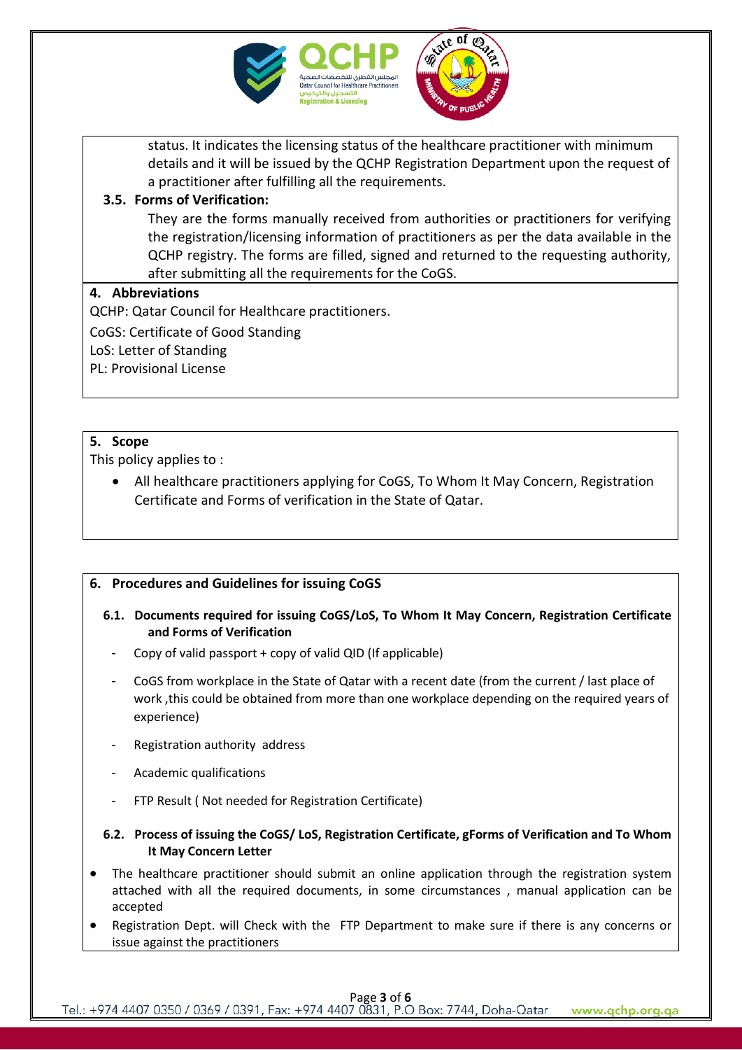status. It indicates the licensing status of the healthcare practitioner with minimum details and it will be issued by the QCHP Registration Department upon the request of a practitioner after fulfilling all the requirements.

### 3.5. Forms of Verification:

They are the forms manually received from authorities or practitioners for verifying the registration/licensing information of practitioners as per the data available in the QCHP registry. The forms are filled, signed and returned to the requesting authority, after submitting all the requirements for the CoGS.

## 4. Abbreviations

QCHP: Qatar Council for Healthcare practitioners.

CoGS: Certificate of Good Standing

LoS: Letter of Standing

PL: Provisional License

## 5. Scope

This policy applies to :

- All healthcare practitioners applying for CoGS, To Whom It May Concern, Registration Certificate and Forms of verification in the State of Qatar.

## 6. Procedures and Guidelines for issuing CoGS

### 6.1. Documents required for issuing CoGS/LoS, To Whom It May Concern, Registration Certificate and Forms of Verification

- Copy of valid passport + copy of valid QID (If applicable)
- CoGS from workplace in the State of Qatar with a recent date (from the current / last place of work ,this could be obtained from more than one workplace depending on the required years of experience)
- Registration authority address
- Academic qualifications
- FTP Result ( Not needed for Registration Certificate)

### 6.2. Process of issuing the CoGS/ LoS, Registration Certificate, gForms of Verification and To Whom It May Concern Letter

- The healthcare practitioner should submit an online application through the registration system attached with all the required documents, in some circumstances , manual application can be accepted
- Registration Dept. will Check with the FTP Department to make sure if there is any concerns or issue against the practitioners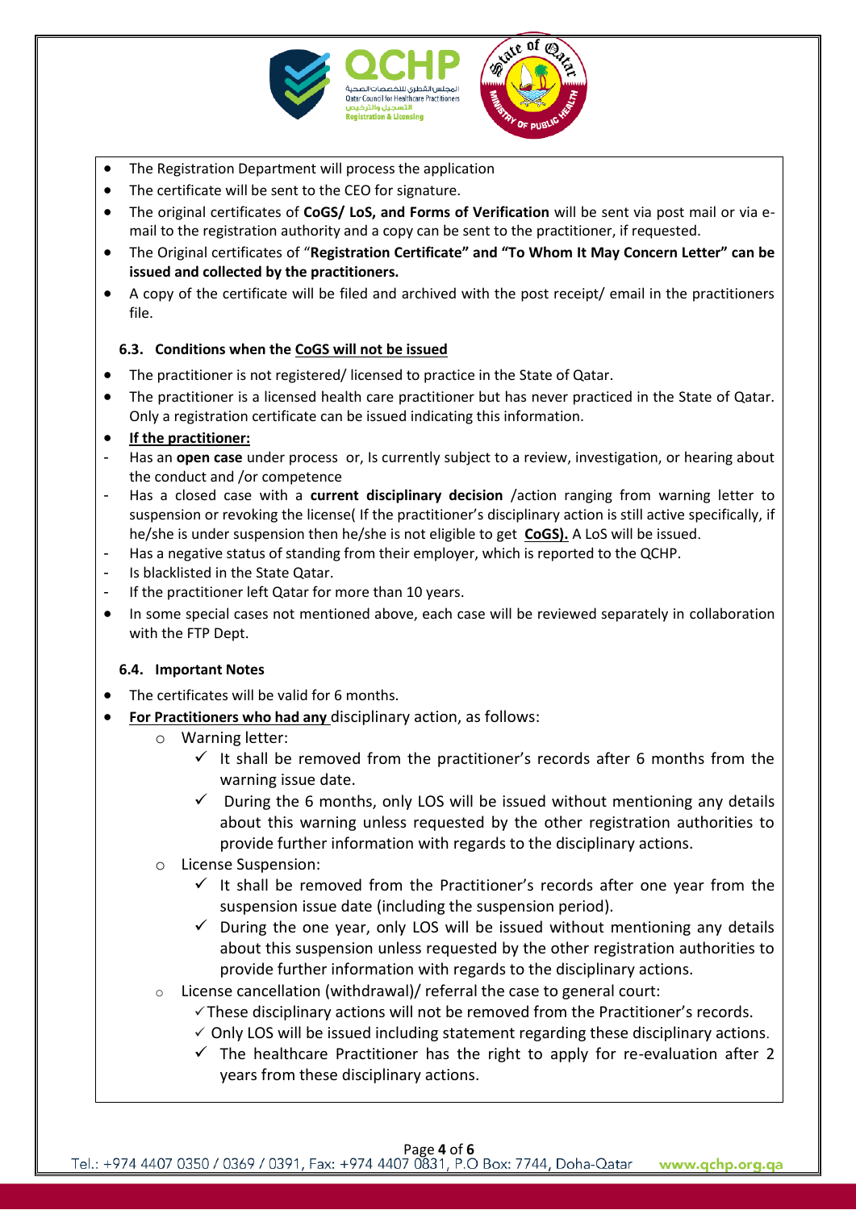- The Registration Department will process the application
- The certificate will be sent to the CEO for signature.
- The original certificates of **CoGS/ LoS, and Forms of Verification** will be sent via post mail or via e-mail to the registration authority and a copy can be sent to the practitioner, if requested.
- The Original certificates of "**Registration Certificate" and "To Whom It May Concern Letter" can be issued and collected by the practitioners.**
- A copy of the certificate will be filed and archived with the post receipt/ email in the practitioners file.

### 6.3. Conditions when the CoGS will not be issued

- The practitioner is not registered/ licensed to practice in the State of Qatar.
- The practitioner is a licensed health care practitioner but has never practiced in the State of Qatar. Only a registration certificate can be issued indicating this information.
- **If the practitioner:**
  - Has an **open case** under process or, Is currently subject to a review, investigation, or hearing about the conduct and /or competence
  - Has a closed case with a **current disciplinary decision** /action ranging from warning letter to suspension or revoking the license( If the practitioner's disciplinary action is still active specifically, if he/she is under suspension then he/she is not eligible to get **CoGS).** A LoS will be issued.
  - Has a negative status of standing from their employer, which is reported to the QCHP.
  - Is blacklisted in the State Qatar.
  - If the practitioner left Qatar for more than 10 years.
- In some special cases not mentioned above, each case will be reviewed separately in collaboration with the FTP Dept.

### 6.4. Important Notes

- The certificates will be valid for 6 months.
- **For Practitioners who had any** disciplinary action, as follows:
  - Warning letter:
    - ✓ It shall be removed from the practitioner's records after 6 months from the warning issue date.
    - ✓ During the 6 months, only LOS will be issued without mentioning any details about this warning unless requested by the other registration authorities to provide further information with regards to the disciplinary actions.
  - License Suspension:
    - ✓ It shall be removed from the Practitioner's records after one year from the suspension issue date (including the suspension period).
    - ✓ During the one year, only LOS will be issued without mentioning any details about this suspension unless requested by the other registration authorities to provide further information with regards to the disciplinary actions.
  - License cancellation (withdrawal)/ referral the case to general court:
    - ✓ These disciplinary actions will not be removed from the Practitioner's records.
    - ✓ Only LOS will be issued including statement regarding these disciplinary actions.
    - ✓ The healthcare Practitioner has the right to apply for re-evaluation after 2 years from these disciplinary actions.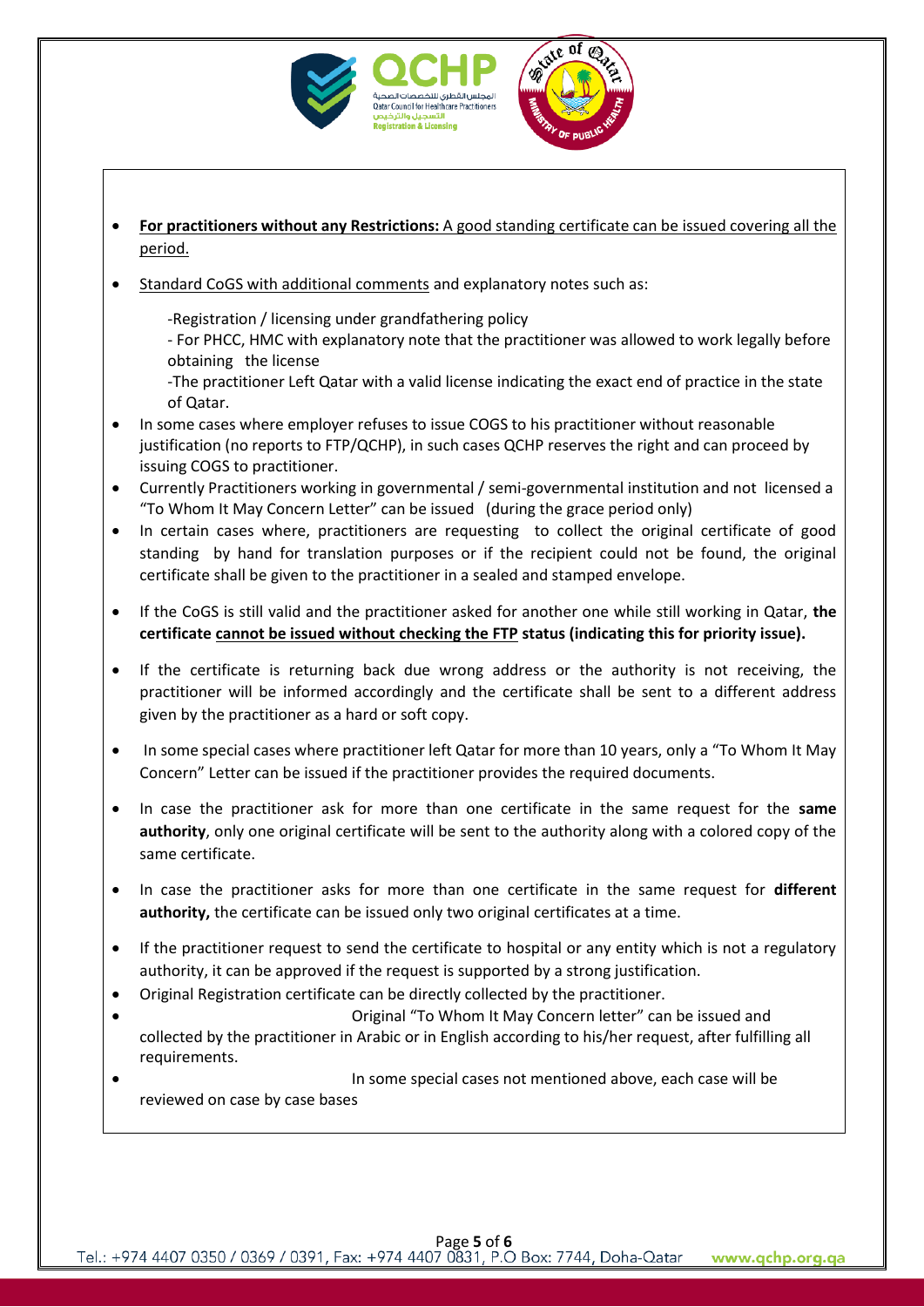- **For practitioners without any Restrictions:** A good standing certificate can be issued covering all the period.
- Standard CoGS with additional comments and explanatory notes such as:

  -Registration / licensing under grandfathering policy

  - For PHCC, HMC with explanatory note that the practitioner was allowed to work legally before obtaining the license

  -The practitioner Left Qatar with a valid license indicating the exact end of practice in the state of Qatar.
- In some cases where employer refuses to issue COGS to his practitioner without reasonable justification (no reports to FTP/QCHP), in such cases QCHP reserves the right and can proceed by issuing COGS to practitioner.
- Currently Practitioners working in governmental / semi-governmental institution and not licensed a "To Whom It May Concern Letter" can be issued (during the grace period only)
- In certain cases where, practitioners are requesting to collect the original certificate of good standing by hand for translation purposes or if the recipient could not be found, the original certificate shall be given to the practitioner in a sealed and stamped envelope.
- If the CoGS is still valid and the practitioner asked for another one while still working in Qatar, **the certificate cannot be issued without checking the FTP status (indicating this for priority issue).**
- If the certificate is returning back due wrong address or the authority is not receiving, the practitioner will be informed accordingly and the certificate shall be sent to a different address given by the practitioner as a hard or soft copy.
- In some special cases where practitioner left Qatar for more than 10 years, only a "To Whom It May Concern" Letter can be issued if the practitioner provides the required documents.
- In case the practitioner ask for more than one certificate in the same request for the **same authority**, only one original certificate will be sent to the authority along with a colored copy of the same certificate.
- In case the practitioner asks for more than one certificate in the same request for **different authority,** the certificate can be issued only two original certificates at a time.
- If the practitioner request to send the certificate to hospital or any entity which is not a regulatory authority, it can be approved if the request is supported by a strong justification.
- Original Registration certificate can be directly collected by the practitioner.
- Original "To Whom It May Concern letter" can be issued and collected by the practitioner in Arabic or in English according to his/her request, after fulfilling all requirements.
- In some special cases not mentioned above, each case will be reviewed on case by case bases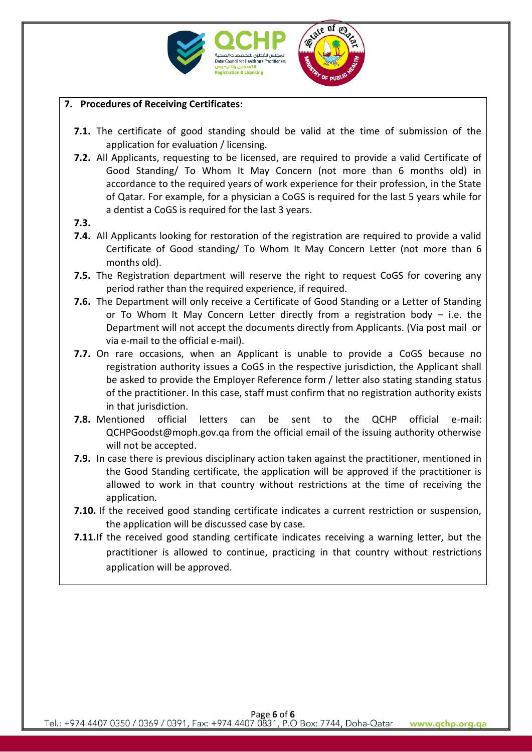## 7. Procedures of Receiving Certificates:

- **7.1.** The certificate of good standing should be valid at the time of submission of the application for evaluation / licensing.
- **7.2.** All Applicants, requesting to be licensed, are required to provide a valid Certificate of Good Standing/ To Whom It May Concern (not more than 6 months old) in accordance to the required years of work experience for their profession, in the State of Qatar. For example, for a physician a CoGS is required for the last 5 years while for a dentist a CoGS is required for the last 3 years.
- **7.3.**
- **7.4.** All Applicants looking for restoration of the registration are required to provide a valid Certificate of Good standing/ To Whom It May Concern Letter (not more than 6 months old).
- **7.5.** The Registration department will reserve the right to request CoGS for covering any period rather than the required experience, if required.
- **7.6.** The Department will only receive a Certificate of Good Standing or a Letter of Standing or To Whom It May Concern Letter directly from a registration body – i.e. the Department will not accept the documents directly from Applicants. (Via post mail or via e-mail to the official e-mail).
- **7.7.** On rare occasions, when an Applicant is unable to provide a CoGS because no registration authority issues a CoGS in the respective jurisdiction, the Applicant shall be asked to provide the Employer Reference form / letter also stating standing status of the practitioner. In this case, staff must confirm that no registration authority exists in that jurisdiction.
- **7.8.** Mentioned official letters can be sent to the QCHP official e-mail: QCHPGoodst@moph.gov.qa from the official email of the issuing authority otherwise will not be accepted.
- **7.9.** In case there is previous disciplinary action taken against the practitioner, mentioned in the Good Standing certificate, the application will be approved if the practitioner is allowed to work in that country without restrictions at the time of receiving the application.
- **7.10.** If the received good standing certificate indicates a current restriction or suspension, the application will be discussed case by case.
- **7.11.** If the received good standing certificate indicates receiving a warning letter, but the practitioner is allowed to continue, practicing in that country without restrictions application will be approved.